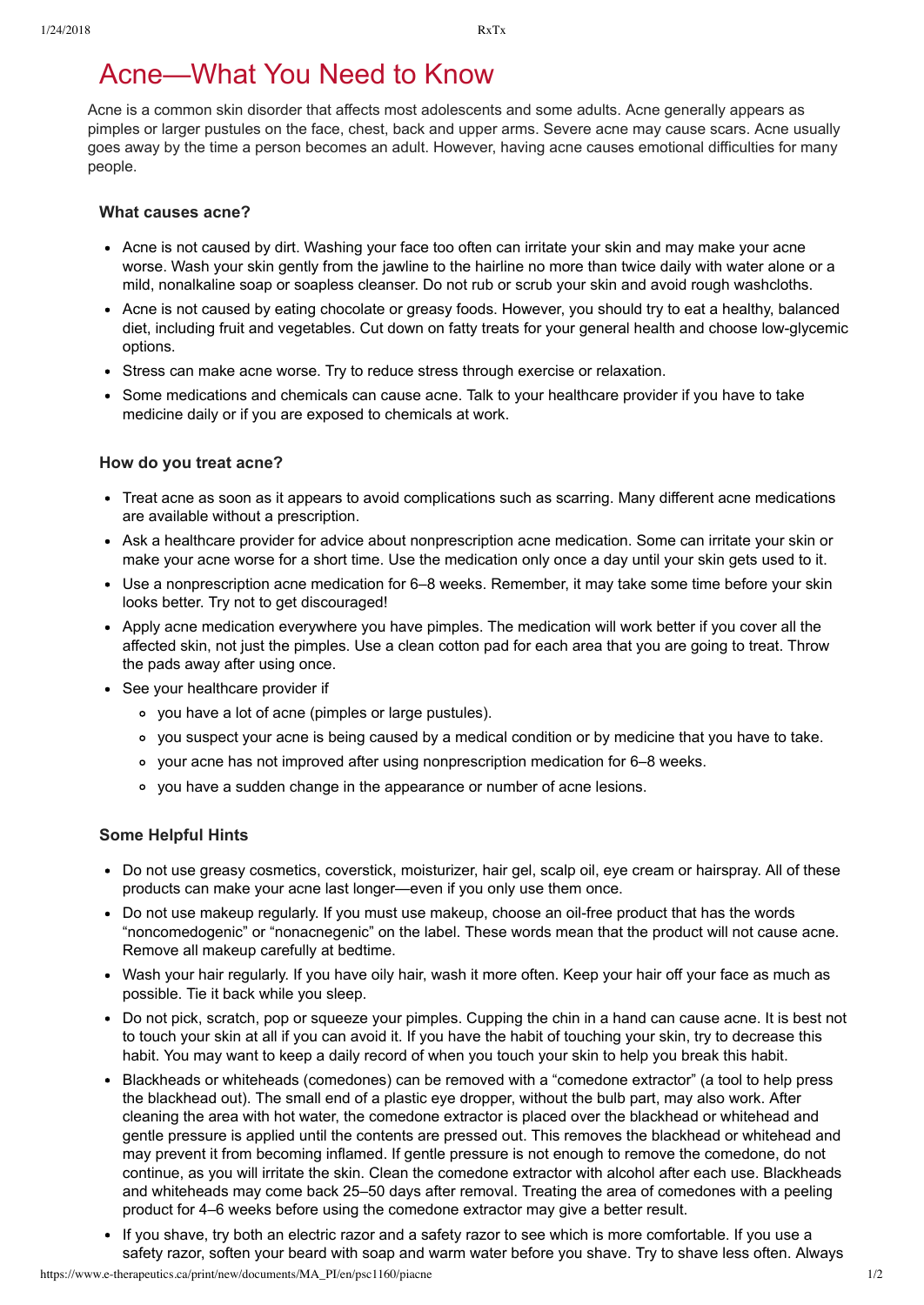# Acne—What You Need to Know

Acne is a common skin disorder that affects most adolescents and some adults. Acne generally appears as pimples or larger pustules on the face, chest, back and upper arms. Severe acne may cause scars. Acne usually goes away by the time a person becomes an adult. However, having acne causes emotional difficulties for many people.

### What causes acne?

- Acne is not caused by dirt. Washing your face too often can irritate your skin and may make your acne worse. Wash your skin gently from the jawline to the hairline no more than twice daily with water alone or a mild, nonalkaline soap or soapless cleanser. Do not rub or scrub your skin and avoid rough washcloths.
- Acne is not caused by eating chocolate or greasy foods. However, you should try to eat a healthy, balanced diet, including fruit and vegetables. Cut down on fatty treats for your general health and choose low-glycemic options.
- Stress can make acne worse. Try to reduce stress through exercise or relaxation.
- Some medications and chemicals can cause acne. Talk to your healthcare provider if you have to take medicine daily or if you are exposed to chemicals at work.

### How do you treat acne?

- Treat acne as soon as it appears to avoid complications such as scarring. Many different acne medications are available without a prescription.
- Ask a healthcare provider for advice about nonprescription acne medication. Some can irritate your skin or make your acne worse for a short time. Use the medication only once a day until your skin gets used to it.
- Use a nonprescription acne medication for 6–8 weeks. Remember, it may take some time before your skin looks better. Try not to get discouraged!
- Apply acne medication everywhere you have pimples. The medication will work better if you cover all the affected skin, not just the pimples. Use a clean cotton pad for each area that you are going to treat. Throw the pads away after using once.
- See your healthcare provider if
  - you have a lot of acne (pimples or large pustules).
  - you suspect your acne is being caused by a medical condition or by medicine that you have to take.
  - your acne has not improved after using nonprescription medication for 6–8 weeks.
  - you have a sudden change in the appearance or number of acne lesions.

### Some Helpful Hints

- Do not use greasy cosmetics, coverstick, moisturizer, hair gel, scalp oil, eye cream or hairspray. All of these products can make your acne last longer—even if you only use them once.
- Do not use makeup regularly. If you must use makeup, choose an oil-free product that has the words "noncomedogenic" or "nonacnegenic" on the label. These words mean that the product will not cause acne. Remove all makeup carefully at bedtime.
- Wash your hair regularly. If you have oily hair, wash it more often. Keep your hair off your face as much as possible. Tie it back while you sleep.
- Do not pick, scratch, pop or squeeze your pimples. Cupping the chin in a hand can cause acne. It is best not to touch your skin at all if you can avoid it. If you have the habit of touching your skin, try to decrease this habit. You may want to keep a daily record of when you touch your skin to help you break this habit.
- Blackheads or whiteheads (comedones) can be removed with a "comedone extractor" (a tool to help press the blackhead out). The small end of a plastic eye dropper, without the bulb part, may also work. After cleaning the area with hot water, the comedone extractor is placed over the blackhead or whitehead and gentle pressure is applied until the contents are pressed out. This removes the blackhead or whitehead and may prevent it from becoming inflamed. If gentle pressure is not enough to remove the comedone, do not continue, as you will irritate the skin. Clean the comedone extractor with alcohol after each use. Blackheads and whiteheads may come back 25–50 days after removal. Treating the area of comedones with a peeling product for 4–6 weeks before using the comedone extractor may give a better result.
- If you shave, try both an electric razor and a safety razor to see which is more comfortable. If you use a safety razor, soften your beard with soap and warm water before you shave. Try to shave less often. Always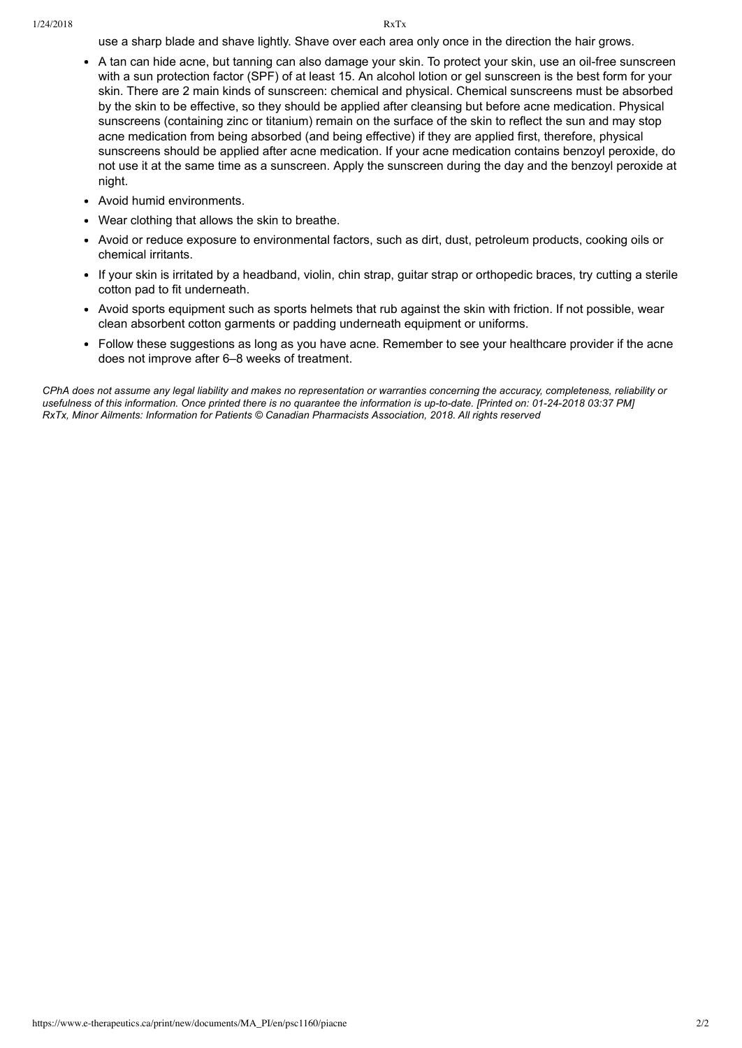use a sharp blade and shave lightly. Shave over each area only once in the direction the hair grows.

- A tan can hide acne, but tanning can also damage your skin. To protect your skin, use an oil-free sunscreen with a sun protection factor (SPF) of at least 15. An alcohol lotion or gel sunscreen is the best form for your skin. There are 2 main kinds of sunscreen: chemical and physical. Chemical sunscreens must be absorbed by the skin to be effective, so they should be applied after cleansing but before acne medication. Physical sunscreens (containing zinc or titanium) remain on the surface of the skin to reflect the sun and may stop acne medication from being absorbed (and being effective) if they are applied first, therefore, physical sunscreens should be applied after acne medication. If your acne medication contains benzoyl peroxide, do not use it at the same time as a sunscreen. Apply the sunscreen during the day and the benzoyl peroxide at night.
- Avoid humid environments.
- Wear clothing that allows the skin to breathe.
- Avoid or reduce exposure to environmental factors, such as dirt, dust, petroleum products, cooking oils or chemical irritants.
- If your skin is irritated by a headband, violin, chin strap, guitar strap or orthopedic braces, try cutting a sterile cotton pad to fit underneath.
- Avoid sports equipment such as sports helmets that rub against the skin with friction. If not possible, wear clean absorbent cotton garments or padding underneath equipment or uniforms.
- Follow these suggestions as long as you have acne. Remember to see your healthcare provider if the acne does not improve after 6–8 weeks of treatment.

*CPhA does not assume any legal liability and makes no representation or warranties concerning the accuracy, completeness, reliability or usefulness of this information. Once printed there is no guarantee the information is up-to-date. [Printed on: 01-24-2018 03:37 PM] RxTx, Minor Ailments: Information for Patients © Canadian Pharmacists Association, 2018. All rights reserved*